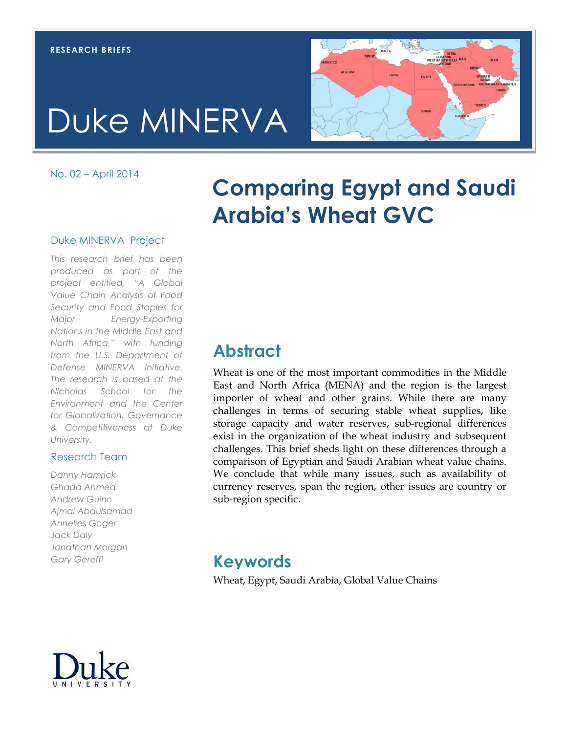RESEARCH BRIEFS

# Duke MINERVA

No. 02 – April 2014

# Comparing Egypt and Saudi Arabia's Wheat GVC

## Duke MINERVA Project

*This research brief has been produced as part of the project entitled, "A Global Value Chain Analysis of Food Security and Food Staples for Major Energy-Exporting Nations in the Middle East and North Africa," with funding from the U.S. Department of Defense MINERVA Initiative. The research is based at the Nicholas School for the Environment and the Center for Globalization, Governance & Competitiveness at Duke University.*

## Research Team

*Danny Hamrick*
*Ghada Ahmed*
*Andrew Guinn*
*Ajmal Abdulsamad*
*Annelies Goger*
*Jack Daly*
*Jonathan Morgan*
*Gary Gereffi*

## Abstract

Wheat is one of the most important commodities in the Middle East and North Africa (MENA) and the region is the largest importer of wheat and other grains. While there are many challenges in terms of securing stable wheat supplies, like storage capacity and water reserves, sub-regional differences exist in the organization of the wheat industry and subsequent challenges. This brief sheds light on these differences through a comparison of Egyptian and Saudi Arabian wheat value chains. We conclude that while many issues, such as availability of currency reserves, span the region, other issues are country or sub-region specific.

## Keywords

Wheat, Egypt, Saudi Arabia, Global Value Chains

Duke UNIVERSITY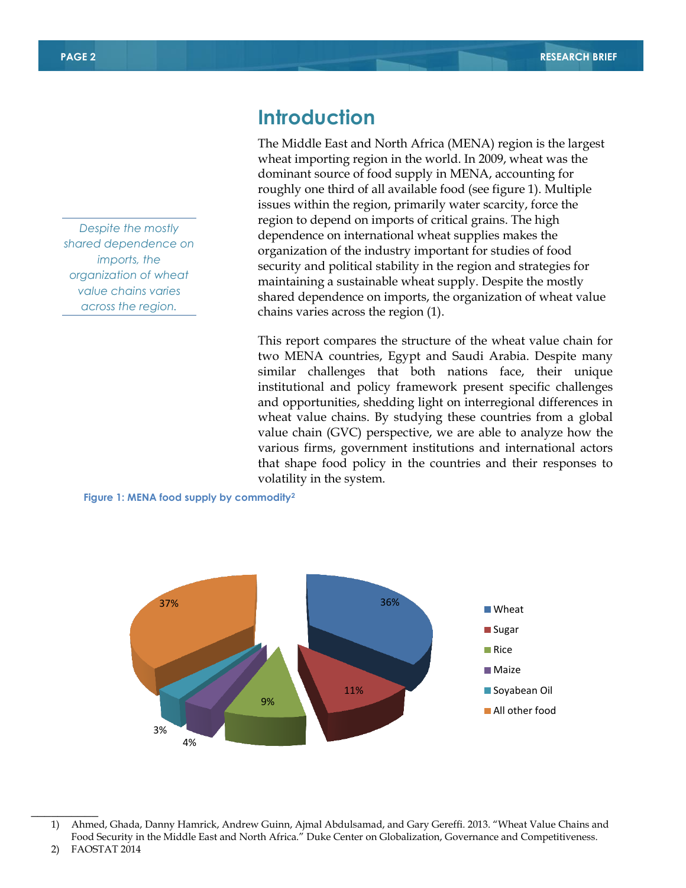## Introduction

The Middle East and North Africa (MENA) region is the largest wheat importing region in the world. In 2009, wheat was the dominant source of food supply in MENA, accounting for roughly one third of all available food (see figure 1). Multiple issues within the region, primarily water scarcity, force the region to depend on imports of critical grains. The high dependence on international wheat supplies makes the organization of the industry important for studies of food security and political stability in the region and strategies for maintaining a sustainable wheat supply. Despite the mostly shared dependence on imports, the organization of wheat value chains varies across the region (1).

*Despite the mostly shared dependence on imports, the organization of wheat value chains varies across the region.*

This report compares the structure of the wheat value chain for two MENA countries, Egypt and Saudi Arabia. Despite many similar challenges that both nations face, their unique institutional and policy framework present specific challenges and opportunities, shedding light on interregional differences in wheat value chains. By studying these countries from a global value chain (GVC) perspective, we are able to analyze how the various firms, government institutions and international actors that shape food policy in the countries and their responses to volatility in the system.

**Figure 1: MENA food supply by commodity[2]**

| Commodity | Share |
| --- | --- |
| Wheat | 36% |
| Sugar | 11% |
| Rice | 9% |
| Maize | 4% |
| Soyabean Oil | 3% |
| All other food | 37% |

---

1) Ahmed, Ghada, Danny Hamrick, Andrew Guinn, Ajmal Abdulsamad, and Gary Gereffi. 2013. "Wheat Value Chains and Food Security in the Middle East and North Africa." Duke Center on Globalization, Governance and Competitiveness.

2) FAOSTAT 2014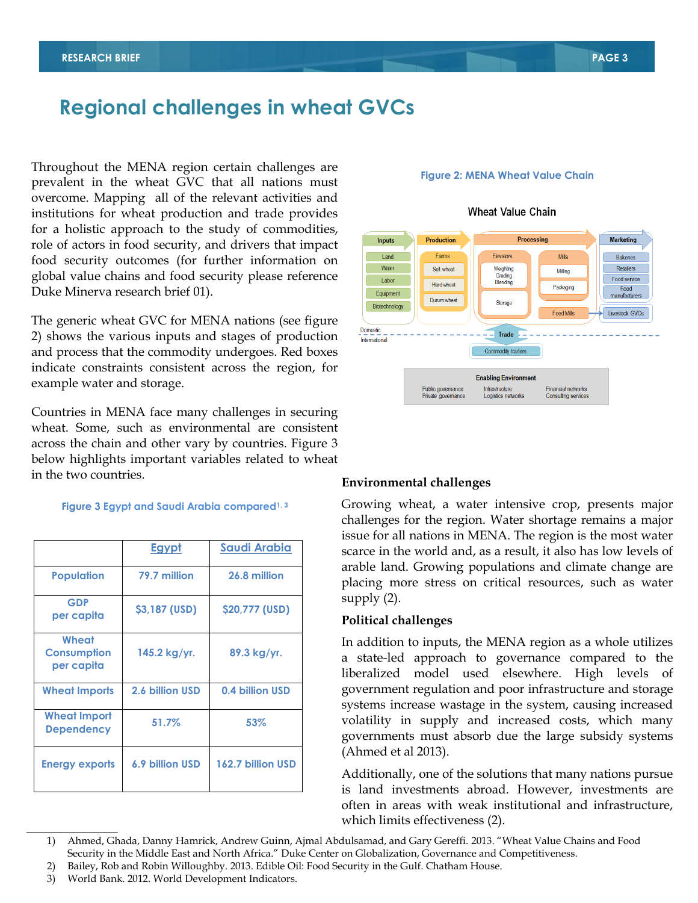# Regional challenges in wheat GVCs

Throughout the MENA region certain challenges are prevalent in the wheat GVC that all nations must overcome. Mapping all of the relevant activities and institutions for wheat production and trade provides for a holistic approach to the study of commodities, role of actors in food security, and drivers that impact food security outcomes (for further information on global value chains and food security please reference Duke Minerva research brief 01).

The generic wheat GVC for MENA nations (see figure 2) shows the various inputs and stages of production and process that the commodity undergoes. Red boxes indicate constraints consistent across the region, for example water and storage.

Countries in MENA face many challenges in securing wheat. Some, such as environmental are consistent across the chain and other vary by countries. Figure 3 below highlights important variables related to wheat in the two countries.

Figure 2: MENA Wheat Value Chain

Wheat Value Chain

Inputs: Land, Water, Labor, Equipment, Biotechnology

Production: Farms (Soft wheat, Hard wheat, Durum wheat)

Processing: Elevators (Weighting, Grading, Blending; Storage); Mills (Milling, Packaging); Feed Mills

Marketing: Bakeries, Retailers, Food service, Food manufacturers; Livestock GVCs

Domestic / International — Trade: Commodity traders

Enabling Environment: Public governance, Private governance, Infrastructure, Logistics networks, Financial networks, Consulting services

Figure 3 Egypt and Saudi Arabia compared[1, 3]

| | Egypt | Saudi Arabia |
|---|---|---|
| Population | 79.7 million | 26.8 million |
| GDP per capita | $3,187 (USD) | $20,777 (USD) |
| Wheat Consumption per capita | 145.2 kg/yr. | 89.3 kg/yr. |
| Wheat Imports | 2.6 billion USD | 0.4 billion USD |
| Wheat Import Dependency | 51.7% | 53% |
| Energy exports | 6.9 billion USD | 162.7 billion USD |

**Environmental challenges**

Growing wheat, a water intensive crop, presents major challenges for the region. Water shortage remains a major issue for all nations in MENA. The region is the most water scarce in the world and, as a result, it also has low levels of arable land. Growing populations and climate change are placing more stress on critical resources, such as water supply (2).

**Political challenges**

In addition to inputs, the MENA region as a whole utilizes a state-led approach to governance compared to the liberalized model used elsewhere. High levels of government regulation and poor infrastructure and storage systems increase wastage in the system, causing increased volatility in supply and increased costs, which many governments must absorb due the large subsidy systems (Ahmed et al 2013).

Additionally, one of the solutions that many nations pursue is land investments abroad. However, investments are often in areas with weak institutional and infrastructure, which limits effectiveness (2).

1) Ahmed, Ghada, Danny Hamrick, Andrew Guinn, Ajmal Abdulsamad, and Gary Gereffi. 2013. "Wheat Value Chains and Food Security in the Middle East and North Africa." Duke Center on Globalization, Governance and Competitiveness.
2) Bailey, Rob and Robin Willoughby. 2013. Edible Oil: Food Security in the Gulf. Chatham House.
3) World Bank. 2012. World Development Indicators.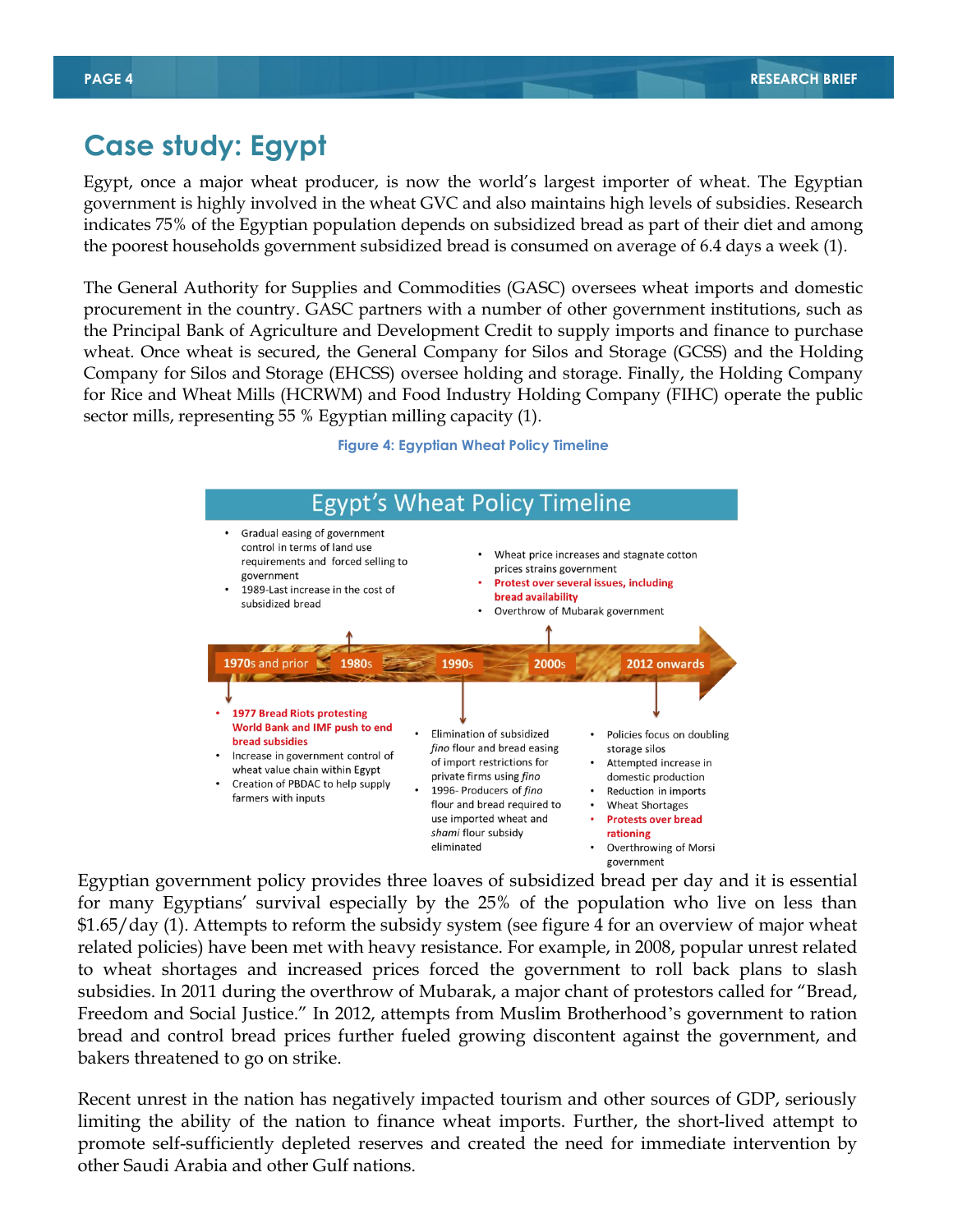## Case study: Egypt

Egypt, once a major wheat producer, is now the world's largest importer of wheat. The Egyptian government is highly involved in the wheat GVC and also maintains high levels of subsidies. Research indicates 75% of the Egyptian population depends on subsidized bread as part of their diet and among the poorest households government subsidized bread is consumed on average of 6.4 days a week (1).

The General Authority for Supplies and Commodities (GASC) oversees wheat imports and domestic procurement in the country. GASC partners with a number of other government institutions, such as the Principal Bank of Agriculture and Development Credit to supply imports and finance to purchase wheat. Once wheat is secured, the General Company for Silos and Storage (GCSS) and the Holding Company for Silos and Storage (EHCSS) oversee holding and storage. Finally, the Holding Company for Rice and Wheat Mills (HCRWM) and Food Industry Holding Company (FIHC) operate the public sector mills, representing 55 % Egyptian milling capacity (1).

Figure 4: Egyptian Wheat Policy Timeline

**Egypt's Wheat Policy Timeline**

**1970s and prior**
- **1977 Bread Riots protesting World Bank and IMF push to end bread subsidies**
- Increase in government control of wheat value chain within Egypt
- Creation of PBDAC to help supply farmers with inputs

**1980s**
- Gradual easing of government control in terms of land use requirements and forced selling to government
- 1989-Last increase in the cost of subsidized bread

**1990s**
- Elimination of subsidized *fino* flour and bread easing of import restrictions for private firms using *fino*
- 1996- Producers of *fino* flour and bread required to use imported wheat and *shami* flour subsidy eliminated

**2000s**
- Wheat price increases and stagnate cotton prices strains government
- **Protest over several issues, including bread availability**
- Overthrow of Mubarak government

**2012 onwards**
- Policies focus on doubling storage silos
- Attempted increase in domestic production
- Reduction in imports
- Wheat Shortages
- **Protests over bread rationing**
- Overthrowing of Morsi government

Egyptian government policy provides three loaves of subsidized bread per day and it is essential for many Egyptians' survival especially by the 25% of the population who live on less than $1.65/day (1). Attempts to reform the subsidy system (see figure 4 for an overview of major wheat related policies) have been met with heavy resistance. For example, in 2008, popular unrest related to wheat shortages and increased prices forced the government to roll back plans to slash subsidies. In 2011 during the overthrow of Mubarak, a major chant of protestors called for "Bread, Freedom and Social Justice." In 2012, attempts from Muslim Brotherhood's government to ration bread and control bread prices further fueled growing discontent against the government, and bakers threatened to go on strike.

Recent unrest in the nation has negatively impacted tourism and other sources of GDP, seriously limiting the ability of the nation to finance wheat imports. Further, the short-lived attempt to promote self-sufficiently depleted reserves and created the need for immediate intervention by other Saudi Arabia and other Gulf nations.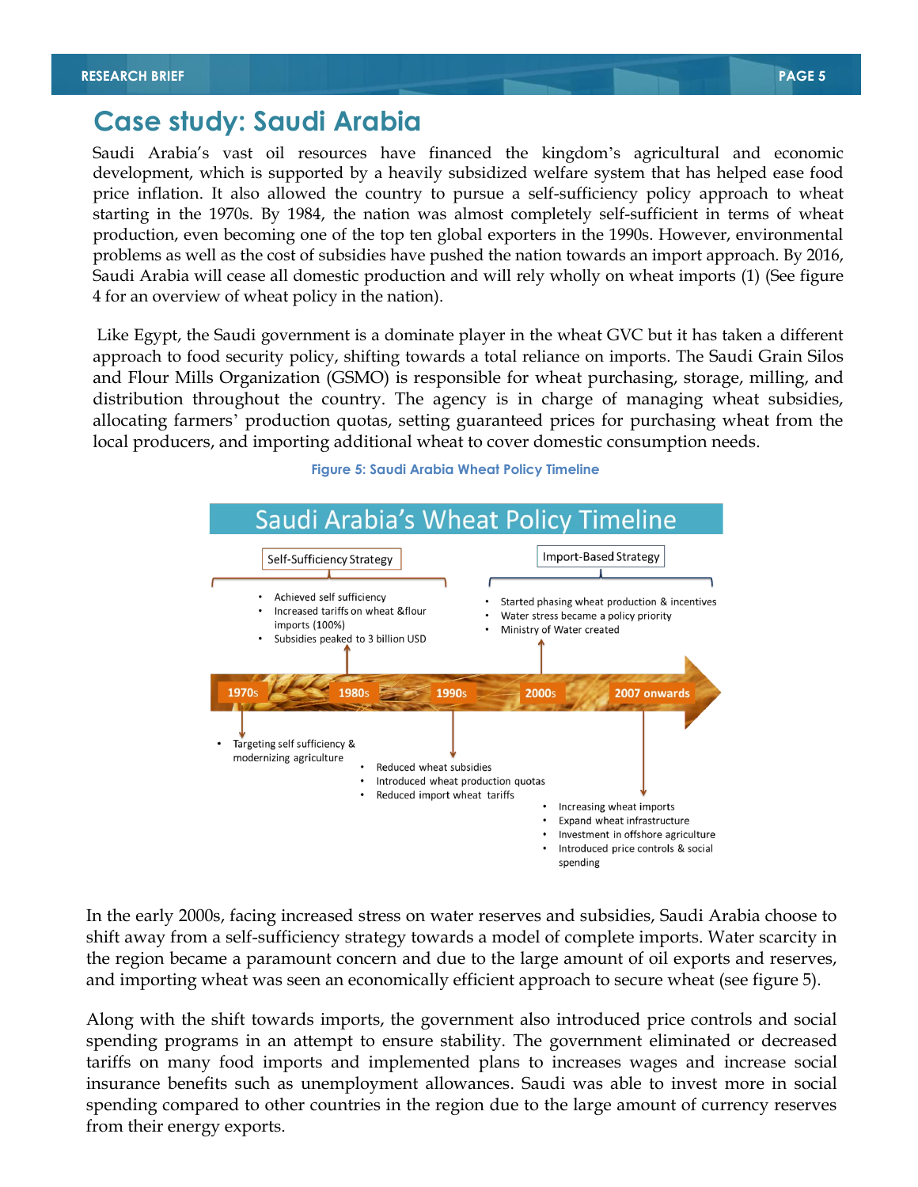# Case study: Saudi Arabia

Saudi Arabia's vast oil resources have financed the kingdom's agricultural and economic development, which is supported by a heavily subsidized welfare system that has helped ease food price inflation. It also allowed the country to pursue a self-sufficiency policy approach to wheat starting in the 1970s. By 1984, the nation was almost completely self-sufficient in terms of wheat production, even becoming one of the top ten global exporters in the 1990s. However, environmental problems as well as the cost of subsidies have pushed the nation towards an import approach. By 2016, Saudi Arabia will cease all domestic production and will rely wholly on wheat imports (1) (See figure 4 for an overview of wheat policy in the nation).

Like Egypt, the Saudi government is a dominate player in the wheat GVC but it has taken a different approach to food security policy, shifting towards a total reliance on imports. The Saudi Grain Silos and Flour Mills Organization (GSMO) is responsible for wheat purchasing, storage, milling, and distribution throughout the country. The agency is in charge of managing wheat subsidies, allocating farmers' production quotas, setting guaranteed prices for purchasing wheat from the local producers, and importing additional wheat to cover domestic consumption needs.

**Figure 5: Saudi Arabia Wheat Policy Timeline**

Saudi Arabia's Wheat Policy Timeline

Self-Sufficiency Strategy

- Achieved self sufficiency
- Increased tariffs on wheat &flour imports (100%)
- Subsidies peaked to 3 billion USD

Import-Based Strategy

- Started phasing wheat production & incentives
- Water stress became a policy priority
- Ministry of Water created

1970s | 1980s | 1990s | 2000s | 2007 onwards

- Targeting self sufficiency & modernizing agriculture

- Reduced wheat subsidies
- Introduced wheat production quotas
- Reduced import wheat tariffs

- Increasing wheat imports
- Expand wheat infrastructure
- Investment in offshore agriculture
- Introduced price controls & social spending

In the early 2000s, facing increased stress on water reserves and subsidies, Saudi Arabia choose to shift away from a self-sufficiency strategy towards a model of complete imports. Water scarcity in the region became a paramount concern and due to the large amount of oil exports and reserves, and importing wheat was seen an economically efficient approach to secure wheat (see figure 5).

Along with the shift towards imports, the government also introduced price controls and social spending programs in an attempt to ensure stability. The government eliminated or decreased tariffs on many food imports and implemented plans to increases wages and increase social insurance benefits such as unemployment allowances. Saudi was able to invest more in social spending compared to other countries in the region due to the large amount of currency reserves from their energy exports.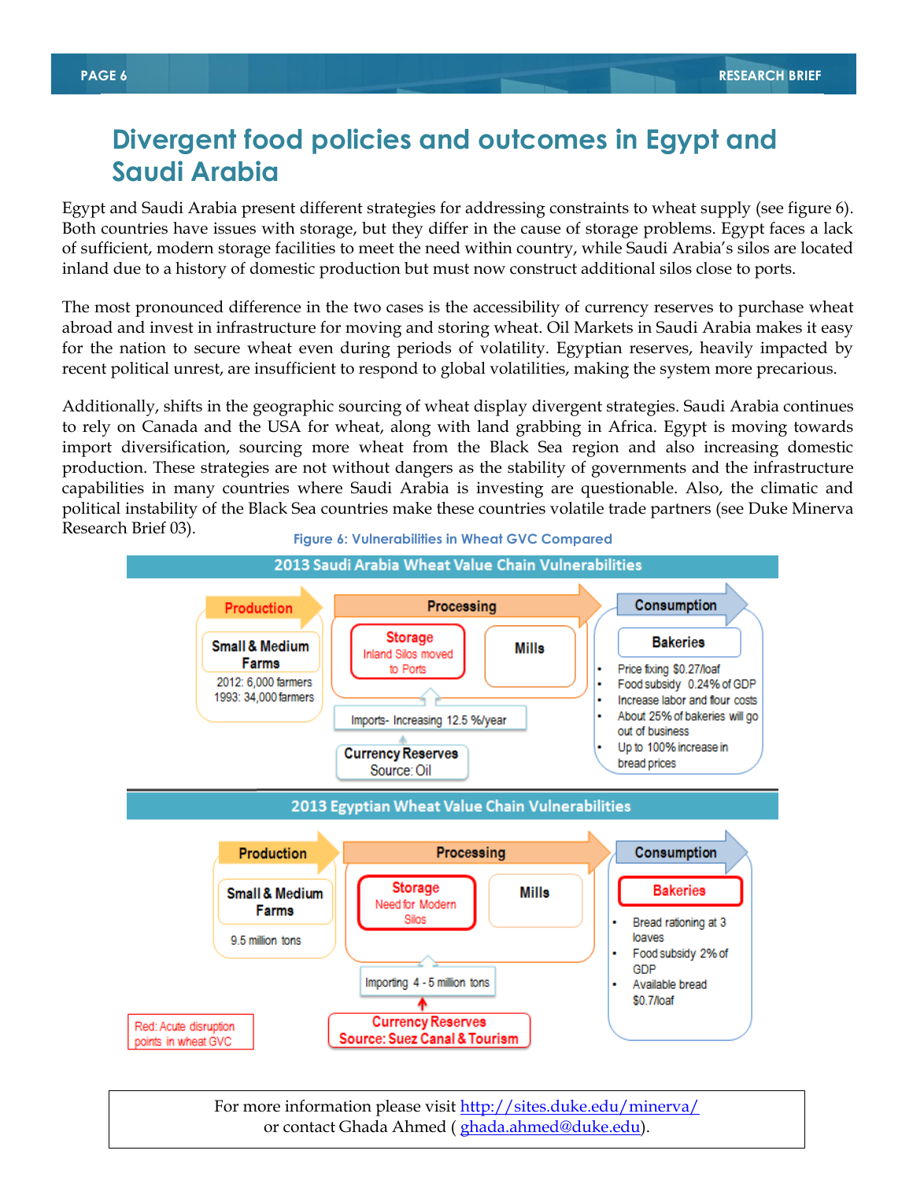## Divergent food policies and outcomes in Egypt and Saudi Arabia

Egypt and Saudi Arabia present different strategies for addressing constraints to wheat supply (see figure 6). Both countries have issues with storage, but they differ in the cause of storage problems. Egypt faces a lack of sufficient, modern storage facilities to meet the need within country, while Saudi Arabia's silos are located inland due to a history of domestic production but must now construct additional silos close to ports.

The most pronounced difference in the two cases is the accessibility of currency reserves to purchase wheat abroad and invest in infrastructure for moving and storing wheat. Oil Markets in Saudi Arabia makes it easy for the nation to secure wheat even during periods of volatility. Egyptian reserves, heavily impacted by recent political unrest, are insufficient to respond to global volatilities, making the system more precarious.

Additionally, shifts in the geographic sourcing of wheat display divergent strategies. Saudi Arabia continues to rely on Canada and the USA for wheat, along with land grabbing in Africa. Egypt is moving towards import diversification, sourcing more wheat from the Black Sea region and also increasing domestic production. These strategies are not without dangers as the stability of governments and the infrastructure capabilities in many countries where Saudi Arabia is investing are questionable. Also, the climatic and political instability of the Black Sea countries make these countries volatile trade partners (see Duke Minerva Research Brief 03).

**Figure 6: Vulnerabilities in Wheat GVC Compared**

2013 Saudi Arabia Wheat Value Chain Vulnerabilities

Production
Small & Medium Farms
2012: 6,000 farmers
1993: 34,000 farmers

Processing
Storage
Inland Silos moved to Ports
Mills

Imports- Increasing 12.5 %/year
Currency Reserves
Source: Oil

Consumption
Bakeries
- Price fixing $0.27/loaf
- Food subsidy 0.24% of GDP
- Increase labor and flour costs
- About 25% of bakeries will go out of business
- Up to 100% increase in bread prices

2013 Egyptian Wheat Value Chain Vulnerabilities

Production
Small & Medium Farms
9.5 million tons

Processing
Storage
Need for Modern Silos
Mills

Importing 4 - 5 million tons
Currency Reserves
Source: Suez Canal & Tourism

Consumption
Bakeries
- Bread rationing at 3 loaves
- Food subsidy 2% of GDP
- Available bread $0.7/loaf

Red: Acute disruption points in wheat GVC

For more information please visit http://sites.duke.edu/minerva/
or contact Ghada Ahmed ( ghada.ahmed@duke.edu).